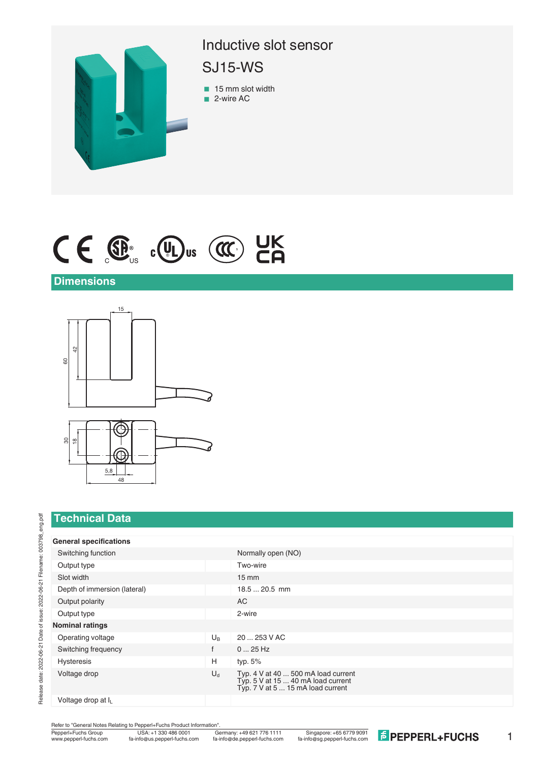# Inductive slot sensor

## SJ15-WS

- 15 mm slot width
- 2-wire AC

## Dimensions

## Technical Data

| | | |
|---|---|---|
| **General specifications** | | |
| Switching function | | Normally open (NO) |
| Output type | | Two-wire |
| Slot width | | 15 mm |
| Depth of immersion (lateral) | | 18.5 ... 20.5 mm |
| Output polarity | | AC |
| Output type | | 2-wire |
| **Nominal ratings** | | |
| Operating voltage | $U_B$ | 20 ... 253 V AC |
| Switching frequency | f | 0 ... 25 Hz |
| Hysteresis | H | typ. 5% |
| Voltage drop | $U_d$ | Typ. 4 V at 40 ... 500 mA load current<br>Typ. 5 V at 15 ... 40 mA load current<br>Typ. 7 V at 5 ... 15 mA load current |
| Voltage drop at $I_L$ | | |

Refer to "General Notes Relating to Pepperl+Fuchs Product Information".

Pepperl+Fuchs Group www.pepperl-fuchs.com | USA: +1 330 486 0001 fa-info@us.pepperl-fuchs.com | Germany: +49 621 776 1111 fa-info@de.pepperl-fuchs.com | Singapore: +65 6779 9091 fa-info@sg.pepperl-fuchs.com

Release date: 2022-06-21 Date of issue: 2022-06-21 Filename: 003798_eng.pdf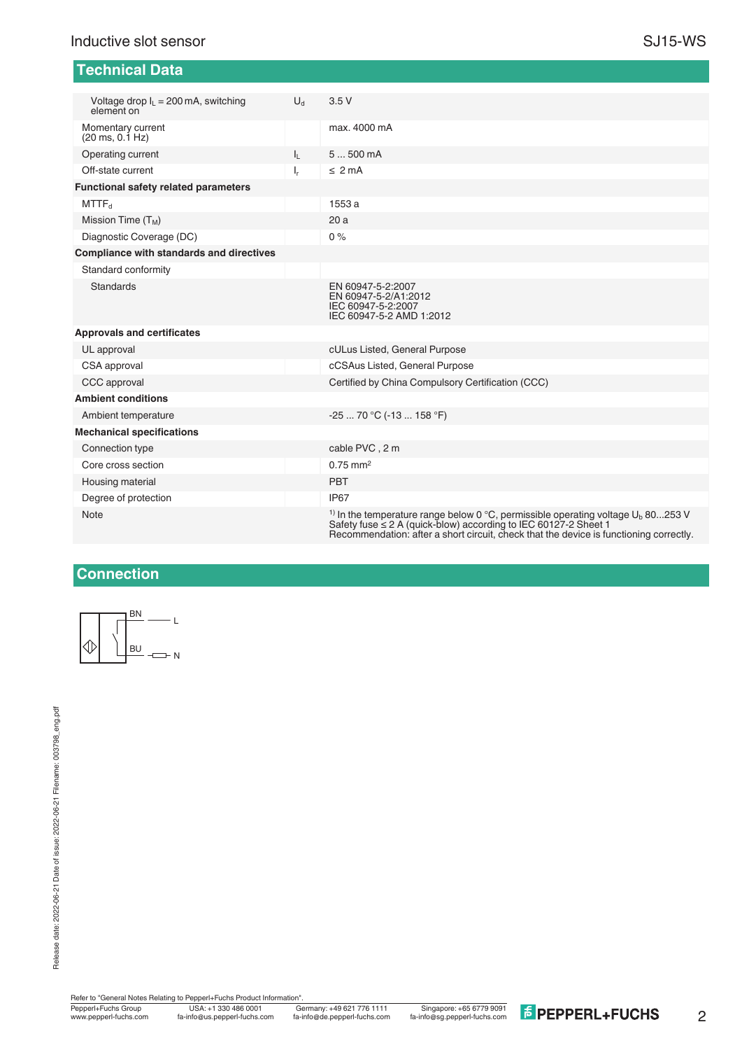## Technical Data

| | | |
|---|---|---|
| Voltage drop $I_L$ = 200 mA, switching element on | $U_d$ | 3.5 V |
| Momentary current (20 ms, 0.1 Hz) | | max. 4000 mA |
| Operating current | $I_L$ | 5 ... 500 mA |
| Off-state current | $I_r$ | ≤ 2 mA |
| **Functional safety related parameters** | | |
| $MTTF_d$ | | 1553 a |
| Mission Time ($T_M$) | | 20 a |
| Diagnostic Coverage (DC) | | 0 % |
| **Compliance with standards and directives** | | |
| Standard conformity | | |
| Standards | | EN 60947-5-2:2007<br>EN 60947-5-2/A1:2012<br>IEC 60947-5-2:2007<br>IEC 60947-5-2 AMD 1:2012 |
| **Approvals and certificates** | | |
| UL approval | | cULus Listed, General Purpose |
| CSA approval | | cCSAus Listed, General Purpose |
| CCC approval | | Certified by China Compulsory Certification (CCC) |
| **Ambient conditions** | | |
| Ambient temperature | | -25 ... 70 °C (-13 ... 158 °F) |
| **Mechanical specifications** | | |
| Connection type | | cable PVC , 2 m |
| Core cross section | | 0.75 mm² |
| Housing material | | PBT |
| Degree of protection | | IP67 |
| Note | | [1] In the temperature range below 0 °C, permissible operating voltage $U_b$ 80...253 V<br>Safety fuse ≤ 2 A (quick-blow) according to IEC 60127-2 Sheet 1<br>Recommendation: after a short circuit, check that the device is functioning correctly. |

## Connection

BN — L

BU — N